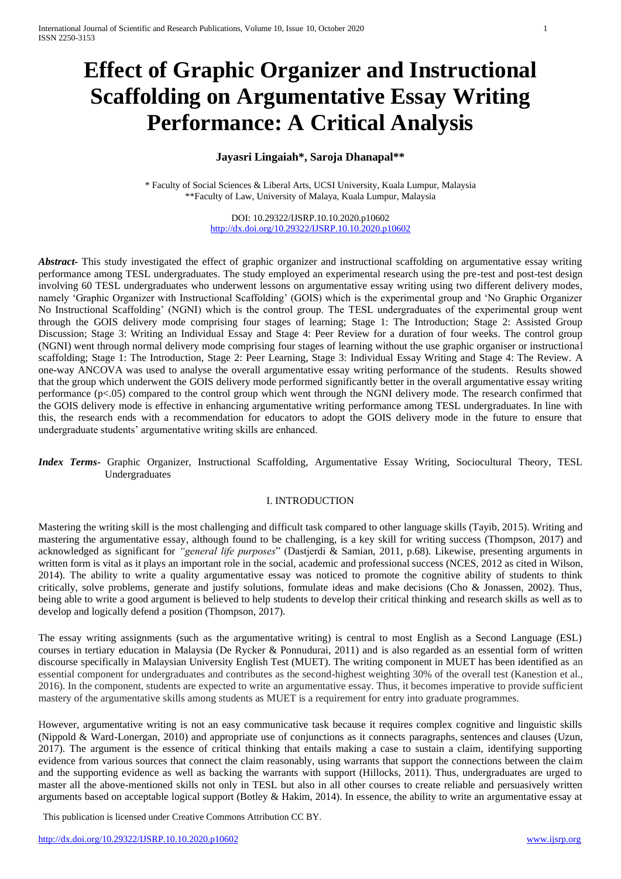# Effect of Graphic Organizer and Instructional Scaffolding on Argumentative Essay Writing Performance: A Critical Analysis

**Jayasri Lingaiah\*, Saroja Dhanapal\*\***

\* Faculty of Social Sciences & Liberal Arts, UCSI University, Kuala Lumpur, Malaysia
\*\*Faculty of Law, University of Malaya, Kuala Lumpur, Malaysia

DOI: 10.29322/IJSRP.10.10.2020.p10602
http://dx.doi.org/10.29322/IJSRP.10.10.2020.p10602

***Abstract-*** This study investigated the effect of graphic organizer and instructional scaffolding on argumentative essay writing performance among TESL undergraduates. The study employed an experimental research using the pre-test and post-test design involving 60 TESL undergraduates who underwent lessons on argumentative essay writing using two different delivery modes, namely 'Graphic Organizer with Instructional Scaffolding' (GOIS) which is the experimental group and 'No Graphic Organizer No Instructional Scaffolding' (NGNI) which is the control group. The TESL undergraduates of the experimental group went through the GOIS delivery mode comprising four stages of learning; Stage 1: The Introduction; Stage 2: Assisted Group Discussion; Stage 3: Writing an Individual Essay and Stage 4: Peer Review for a duration of four weeks. The control group (NGNI) went through normal delivery mode comprising four stages of learning without the use graphic organiser or instructional scaffolding; Stage 1: The Introduction, Stage 2: Peer Learning, Stage 3: Individual Essay Writing and Stage 4: The Review. A one-way ANCOVA was used to analyse the overall argumentative essay writing performance of the students. Results showed that the group which underwent the GOIS delivery mode performed significantly better in the overall argumentative essay writing performance ($p<.05$) compared to the control group which went through the NGNI delivery mode. The research confirmed that the GOIS delivery mode is effective in enhancing argumentative writing performance among TESL undergraduates. In line with this, the research ends with a recommendation for educators to adopt the GOIS delivery mode in the future to ensure that undergraduate students' argumentative writing skills are enhanced.

***Index Terms-*** Graphic Organizer, Instructional Scaffolding, Argumentative Essay Writing, Sociocultural Theory, TESL Undergraduates

## I. INTRODUCTION

Mastering the writing skill is the most challenging and difficult task compared to other language skills (Tayib, 2015). Writing and mastering the argumentative essay, although found to be challenging, is a key skill for writing success (Thompson, 2017) and acknowledged as significant for *"general life purposes*" (Dastjerdi & Samian, 2011, p.68). Likewise, presenting arguments in written form is vital as it plays an important role in the social, academic and professional success (NCES, 2012 as cited in Wilson, 2014). The ability to write a quality argumentative essay was noticed to promote the cognitive ability of students to think critically, solve problems, generate and justify solutions, formulate ideas and make decisions (Cho & Jonassen, 2002). Thus, being able to write a good argument is believed to help students to develop their critical thinking and research skills as well as to develop and logically defend a position (Thompson, 2017).

The essay writing assignments (such as the argumentative writing) is central to most English as a Second Language (ESL) courses in tertiary education in Malaysia (De Rycker & Ponnudurai, 2011) and is also regarded as an essential form of written discourse specifically in Malaysian University English Test (MUET). The writing component in MUET has been identified as an essential component for undergraduates and contributes as the second-highest weighting 30% of the overall test (Kanestion et al., 2016). In the component, students are expected to write an argumentative essay. Thus, it becomes imperative to provide sufficient mastery of the argumentative skills among students as MUET is a requirement for entry into graduate programmes.

However, argumentative writing is not an easy communicative task because it requires complex cognitive and linguistic skills (Nippold & Ward-Lonergan, 2010) and appropriate use of conjunctions as it connects paragraphs, sentences and clauses (Uzun, 2017). The argument is the essence of critical thinking that entails making a case to sustain a claim, identifying supporting evidence from various sources that connect the claim reasonably, using warrants that support the connections between the claim and the supporting evidence as well as backing the warrants with support (Hillocks, 2011). Thus, undergraduates are urged to master all the above-mentioned skills not only in TESL but also in all other courses to create reliable and persuasively written arguments based on acceptable logical support (Botley & Hakim, 2014). In essence, the ability to write an argumentative essay at

This publication is licensed under Creative Commons Attribution CC BY.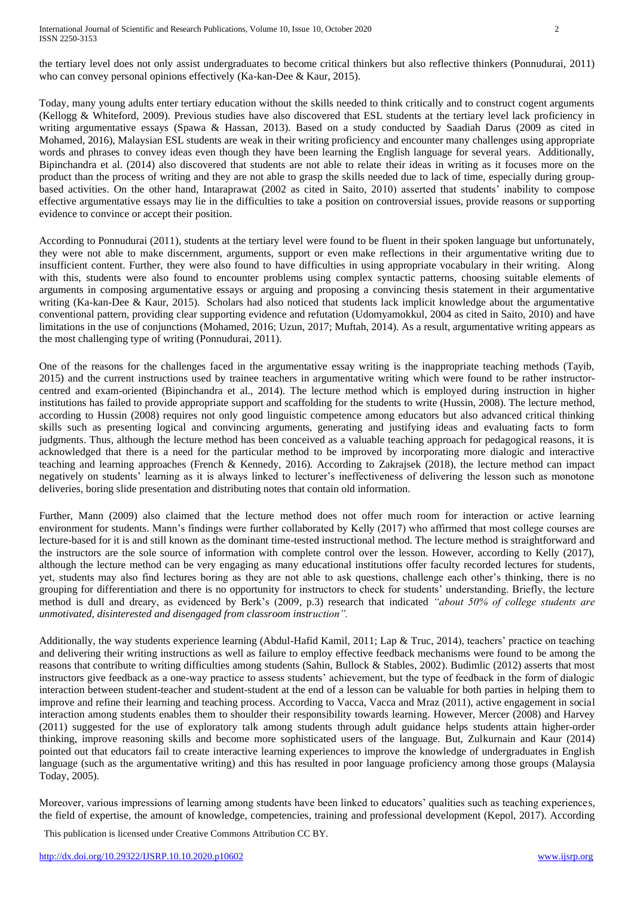the tertiary level does not only assist undergraduates to become critical thinkers but also reflective thinkers (Ponnudurai, 2011) who can convey personal opinions effectively (Ka-kan-Dee & Kaur, 2015).

Today, many young adults enter tertiary education without the skills needed to think critically and to construct cogent arguments (Kellogg & Whiteford, 2009). Previous studies have also discovered that ESL students at the tertiary level lack proficiency in writing argumentative essays (Spawa & Hassan, 2013). Based on a study conducted by Saadiah Darus (2009 as cited in Mohamed, 2016), Malaysian ESL students are weak in their writing proficiency and encounter many challenges using appropriate words and phrases to convey ideas even though they have been learning the English language for several years. Additionally, Bipinchandra et al. (2014) also discovered that students are not able to relate their ideas in writing as it focuses more on the product than the process of writing and they are not able to grasp the skills needed due to lack of time, especially during group-based activities. On the other hand, Intaraprawat (2002 as cited in Saito, 2010) asserted that students' inability to compose effective argumentative essays may lie in the difficulties to take a position on controversial issues, provide reasons or supporting evidence to convince or accept their position.

According to Ponnudurai (2011), students at the tertiary level were found to be fluent in their spoken language but unfortunately, they were not able to make discernment, arguments, support or even make reflections in their argumentative writing due to insufficient content. Further, they were also found to have difficulties in using appropriate vocabulary in their writing. Along with this, students were also found to encounter problems using complex syntactic patterns, choosing suitable elements of arguments in composing argumentative essays or arguing and proposing a convincing thesis statement in their argumentative writing (Ka-kan-Dee & Kaur, 2015). Scholars had also noticed that students lack implicit knowledge about the argumentative conventional pattern, providing clear supporting evidence and refutation (Udomyamokkul, 2004 as cited in Saito, 2010) and have limitations in the use of conjunctions (Mohamed, 2016; Uzun, 2017; Muftah, 2014). As a result, argumentative writing appears as the most challenging type of writing (Ponnudurai, 2011).

One of the reasons for the challenges faced in the argumentative essay writing is the inappropriate teaching methods (Tayib, 2015) and the current instructions used by trainee teachers in argumentative writing which were found to be rather instructor-centred and exam-oriented (Bipinchandra et al., 2014). The lecture method which is employed during instruction in higher institutions has failed to provide appropriate support and scaffolding for the students to write (Hussin, 2008). The lecture method, according to Hussin (2008) requires not only good linguistic competence among educators but also advanced critical thinking skills such as presenting logical and convincing arguments, generating and justifying ideas and evaluating facts to form judgments. Thus, although the lecture method has been conceived as a valuable teaching approach for pedagogical reasons, it is acknowledged that there is a need for the particular method to be improved by incorporating more dialogic and interactive teaching and learning approaches (French & Kennedy, 2016). According to Zakrajsek (2018), the lecture method can impact negatively on students' learning as it is always linked to lecturer's ineffectiveness of delivering the lesson such as monotone deliveries, boring slide presentation and distributing notes that contain old information.

Further, Mann (2009) also claimed that the lecture method does not offer much room for interaction or active learning environment for students. Mann's findings were further collaborated by Kelly (2017) who affirmed that most college courses are lecture-based for it is and still known as the dominant time-tested instructional method. The lecture method is straightforward and the instructors are the sole source of information with complete control over the lesson. However, according to Kelly (2017), although the lecture method can be very engaging as many educational institutions offer faculty recorded lectures for students, yet, students may also find lectures boring as they are not able to ask questions, challenge each other's thinking, there is no grouping for differentiation and there is no opportunity for instructors to check for students' understanding. Briefly, the lecture method is dull and dreary, as evidenced by Berk's (2009, p.3) research that indicated *"about 50% of college students are unmotivated, disinterested and disengaged from classroom instruction".*

Additionally, the way students experience learning (Abdul-Hafid Kamil, 2011; Lap & Truc, 2014), teachers' practice on teaching and delivering their writing instructions as well as failure to employ effective feedback mechanisms were found to be among the reasons that contribute to writing difficulties among students (Sahin, Bullock & Stables, 2002). Budimlic (2012) asserts that most instructors give feedback as a one-way practice to assess students' achievement, but the type of feedback in the form of dialogic interaction between student-teacher and student-student at the end of a lesson can be valuable for both parties in helping them to improve and refine their learning and teaching process. According to Vacca, Vacca and Mraz (2011), active engagement in social interaction among students enables them to shoulder their responsibility towards learning. However, Mercer (2008) and Harvey (2011) suggested for the use of exploratory talk among students through adult guidance helps students attain higher-order thinking, improve reasoning skills and become more sophisticated users of the language. But, Zulkurnain and Kaur (2014) pointed out that educators fail to create interactive learning experiences to improve the knowledge of undergraduates in English language (such as the argumentative writing) and this has resulted in poor language proficiency among those groups (Malaysia Today, 2005).

Moreover, various impressions of learning among students have been linked to educators' qualities such as teaching experiences, the field of expertise, the amount of knowledge, competencies, training and professional development (Kepol, 2017). According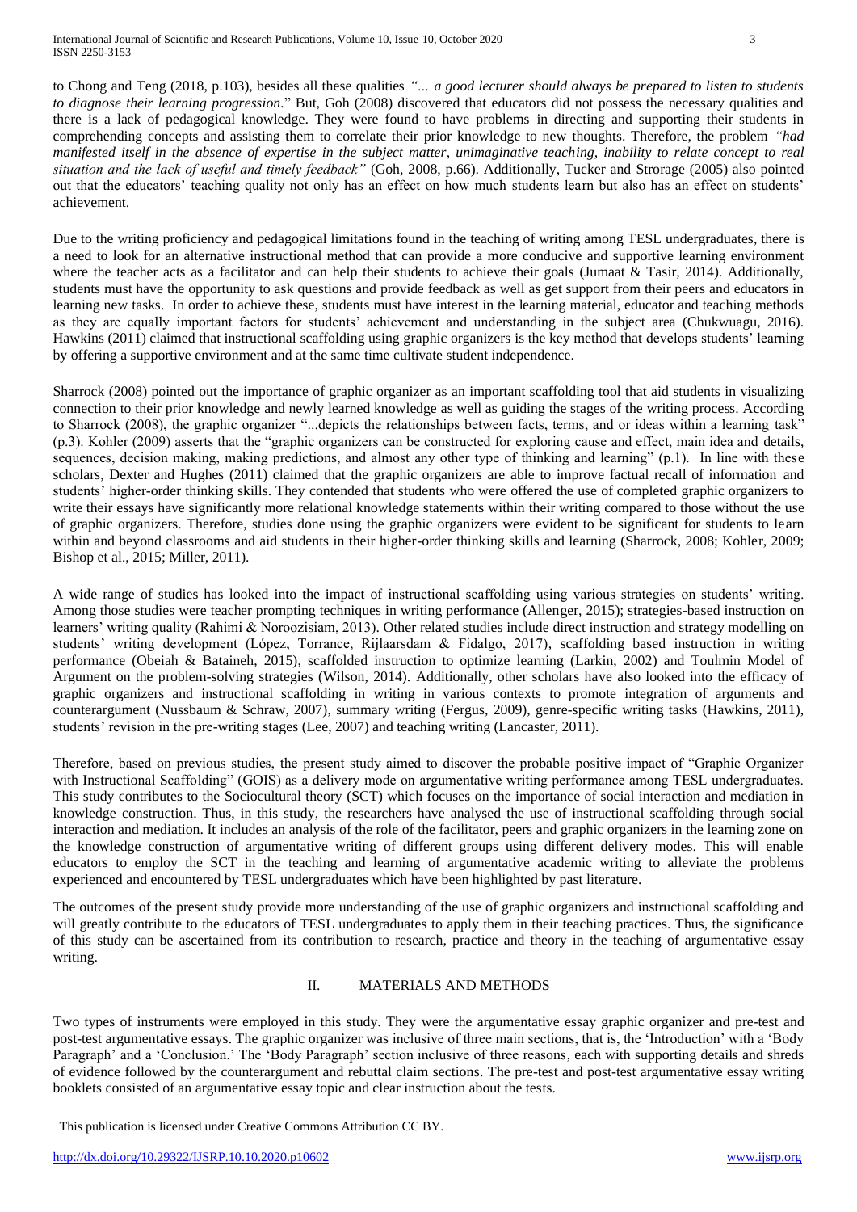to Chong and Teng (2018, p.103), besides all these qualities *"... a good lecturer should always be prepared to listen to students to diagnose their learning progression.*" But, Goh (2008) discovered that educators did not possess the necessary qualities and there is a lack of pedagogical knowledge. They were found to have problems in directing and supporting their students in comprehending concepts and assisting them to correlate their prior knowledge to new thoughts. Therefore, the problem *"had manifested itself in the absence of expertise in the subject matter, unimaginative teaching, inability to relate concept to real situation and the lack of useful and timely feedback"* (Goh, 2008, p.66). Additionally, Tucker and Strorage (2005) also pointed out that the educators' teaching quality not only has an effect on how much students learn but also has an effect on students' achievement.

Due to the writing proficiency and pedagogical limitations found in the teaching of writing among TESL undergraduates, there is a need to look for an alternative instructional method that can provide a more conducive and supportive learning environment where the teacher acts as a facilitator and can help their students to achieve their goals (Jumaat & Tasir, 2014). Additionally, students must have the opportunity to ask questions and provide feedback as well as get support from their peers and educators in learning new tasks. In order to achieve these, students must have interest in the learning material, educator and teaching methods as they are equally important factors for students' achievement and understanding in the subject area (Chukwuagu, 2016). Hawkins (2011) claimed that instructional scaffolding using graphic organizers is the key method that develops students' learning by offering a supportive environment and at the same time cultivate student independence.

Sharrock (2008) pointed out the importance of graphic organizer as an important scaffolding tool that aid students in visualizing connection to their prior knowledge and newly learned knowledge as well as guiding the stages of the writing process. According to Sharrock (2008), the graphic organizer "...depicts the relationships between facts, terms, and or ideas within a learning task" (p.3). Kohler (2009) asserts that the "graphic organizers can be constructed for exploring cause and effect, main idea and details, sequences, decision making, making predictions, and almost any other type of thinking and learning" (p.1). In line with these scholars, Dexter and Hughes (2011) claimed that the graphic organizers are able to improve factual recall of information and students' higher-order thinking skills. They contended that students who were offered the use of completed graphic organizers to write their essays have significantly more relational knowledge statements within their writing compared to those without the use of graphic organizers. Therefore, studies done using the graphic organizers were evident to be significant for students to learn within and beyond classrooms and aid students in their higher-order thinking skills and learning (Sharrock, 2008; Kohler, 2009; Bishop et al., 2015; Miller, 2011).

A wide range of studies has looked into the impact of instructional scaffolding using various strategies on students' writing. Among those studies were teacher prompting techniques in writing performance (Allenger, 2015); strategies-based instruction on learners' writing quality (Rahimi & Noroozisiam, 2013). Other related studies include direct instruction and strategy modelling on students' writing development (López, Torrance, Rijlaarsdam & Fidalgo, 2017), scaffolding based instruction in writing performance (Obeiah & Bataineh, 2015), scaffolded instruction to optimize learning (Larkin, 2002) and Toulmin Model of Argument on the problem-solving strategies (Wilson, 2014). Additionally, other scholars have also looked into the efficacy of graphic organizers and instructional scaffolding in writing in various contexts to promote integration of arguments and counterargument (Nussbaum & Schraw, 2007), summary writing (Fergus, 2009), genre-specific writing tasks (Hawkins, 2011), students' revision in the pre-writing stages (Lee, 2007) and teaching writing (Lancaster, 2011).

Therefore, based on previous studies, the present study aimed to discover the probable positive impact of "Graphic Organizer with Instructional Scaffolding" (GOIS) as a delivery mode on argumentative writing performance among TESL undergraduates. This study contributes to the Sociocultural theory (SCT) which focuses on the importance of social interaction and mediation in knowledge construction. Thus, in this study, the researchers have analysed the use of instructional scaffolding through social interaction and mediation. It includes an analysis of the role of the facilitator, peers and graphic organizers in the learning zone on the knowledge construction of argumentative writing of different groups using different delivery modes. This will enable educators to employ the SCT in the teaching and learning of argumentative academic writing to alleviate the problems experienced and encountered by TESL undergraduates which have been highlighted by past literature.

The outcomes of the present study provide more understanding of the use of graphic organizers and instructional scaffolding and will greatly contribute to the educators of TESL undergraduates to apply them in their teaching practices. Thus, the significance of this study can be ascertained from its contribution to research, practice and theory in the teaching of argumentative essay writing.

## II. MATERIALS AND METHODS

Two types of instruments were employed in this study. They were the argumentative essay graphic organizer and pre-test and post-test argumentative essays. The graphic organizer was inclusive of three main sections, that is, the 'Introduction' with a 'Body Paragraph' and a 'Conclusion.' The 'Body Paragraph' section inclusive of three reasons, each with supporting details and shreds of evidence followed by the counterargument and rebuttal claim sections. The pre-test and post-test argumentative essay writing booklets consisted of an argumentative essay topic and clear instruction about the tests.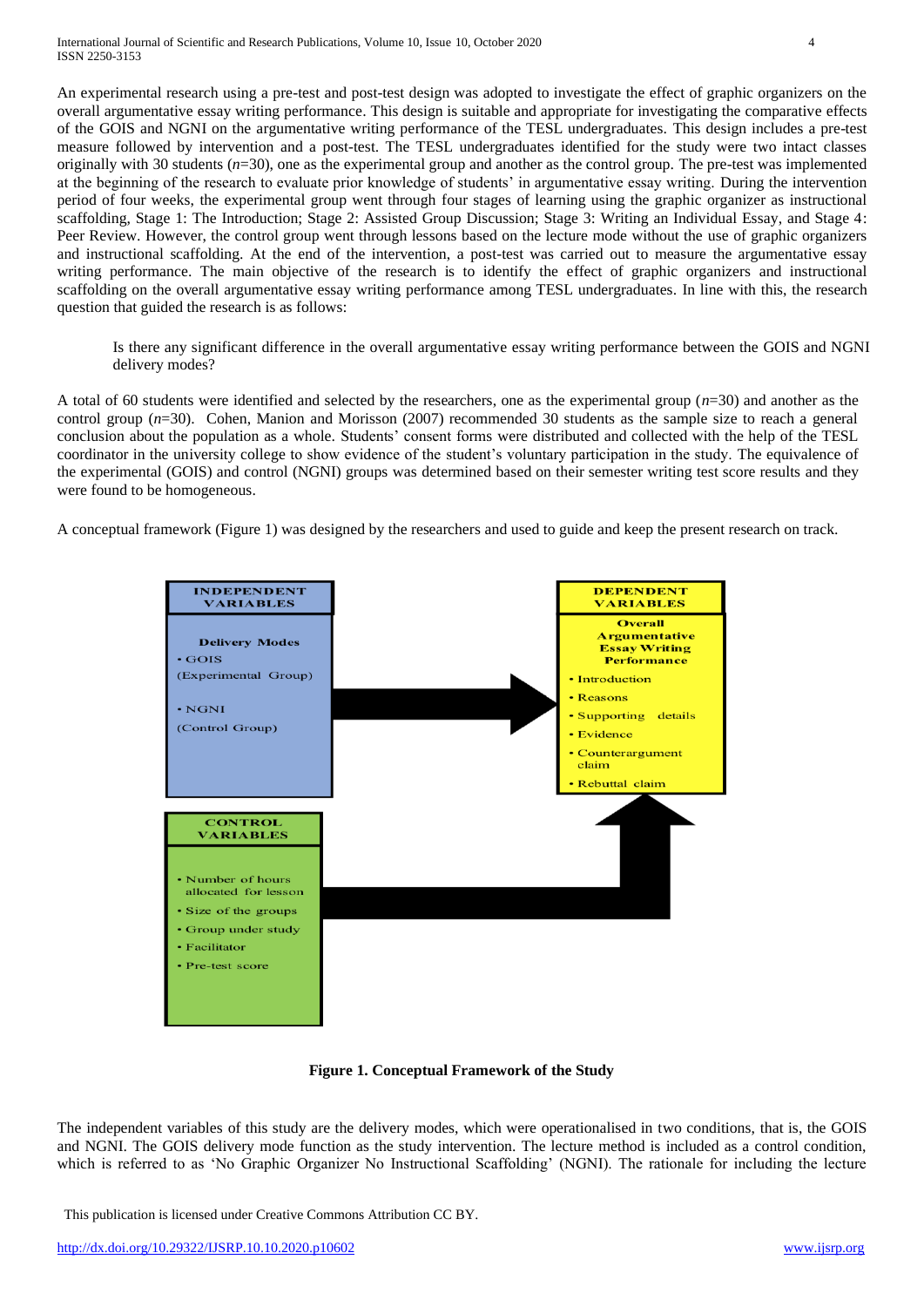An experimental research using a pre-test and post-test design was adopted to investigate the effect of graphic organizers on the overall argumentative essay writing performance. This design is suitable and appropriate for investigating the comparative effects of the GOIS and NGNI on the argumentative writing performance of the TESL undergraduates. This design includes a pre-test measure followed by intervention and a post-test. The TESL undergraduates identified for the study were two intact classes originally with 30 students (*n*=30), one as the experimental group and another as the control group. The pre-test was implemented at the beginning of the research to evaluate prior knowledge of students' in argumentative essay writing. During the intervention period of four weeks, the experimental group went through four stages of learning using the graphic organizer as instructional scaffolding, Stage 1: The Introduction; Stage 2: Assisted Group Discussion; Stage 3: Writing an Individual Essay, and Stage 4: Peer Review. However, the control group went through lessons based on the lecture mode without the use of graphic organizers and instructional scaffolding. At the end of the intervention, a post-test was carried out to measure the argumentative essay writing performance. The main objective of the research is to identify the effect of graphic organizers and instructional scaffolding on the overall argumentative essay writing performance among TESL undergraduates. In line with this, the research question that guided the research is as follows:

> Is there any significant difference in the overall argumentative essay writing performance between the GOIS and NGNI delivery modes?

A total of 60 students were identified and selected by the researchers, one as the experimental group (*n*=30) and another as the control group (*n*=30). Cohen, Manion and Morisson (2007) recommended 30 students as the sample size to reach a general conclusion about the population as a whole. Students' consent forms were distributed and collected with the help of the TESL coordinator in the university college to show evidence of the student's voluntary participation in the study. The equivalence of the experimental (GOIS) and control (NGNI) groups was determined based on their semester writing test score results and they were found to be homogeneous.

A conceptual framework (Figure 1) was designed by the researchers and used to guide and keep the present research on track.

**INDEPENDENT VARIABLES**

**Delivery Modes**
- GOIS (Experimental Group)
- NGNI (Control Group)

**DEPENDENT VARIABLES**

**Overall Argumentative Essay Writing Performance**
- Introduction
- Reasons
- Supporting details
- Evidence
- Counterargument claim
- Rebuttal claim

**CONTROL VARIABLES**
- Number of hours allocated for lesson
- Size of the groups
- Group under study
- Facilitator
- Pre-test score

**Figure 1. Conceptual Framework of the Study**

The independent variables of this study are the delivery modes, which were operationalised in two conditions, that is, the GOIS and NGNI. The GOIS delivery mode function as the study intervention. The lecture method is included as a control condition, which is referred to as 'No Graphic Organizer No Instructional Scaffolding' (NGNI). The rationale for including the lecture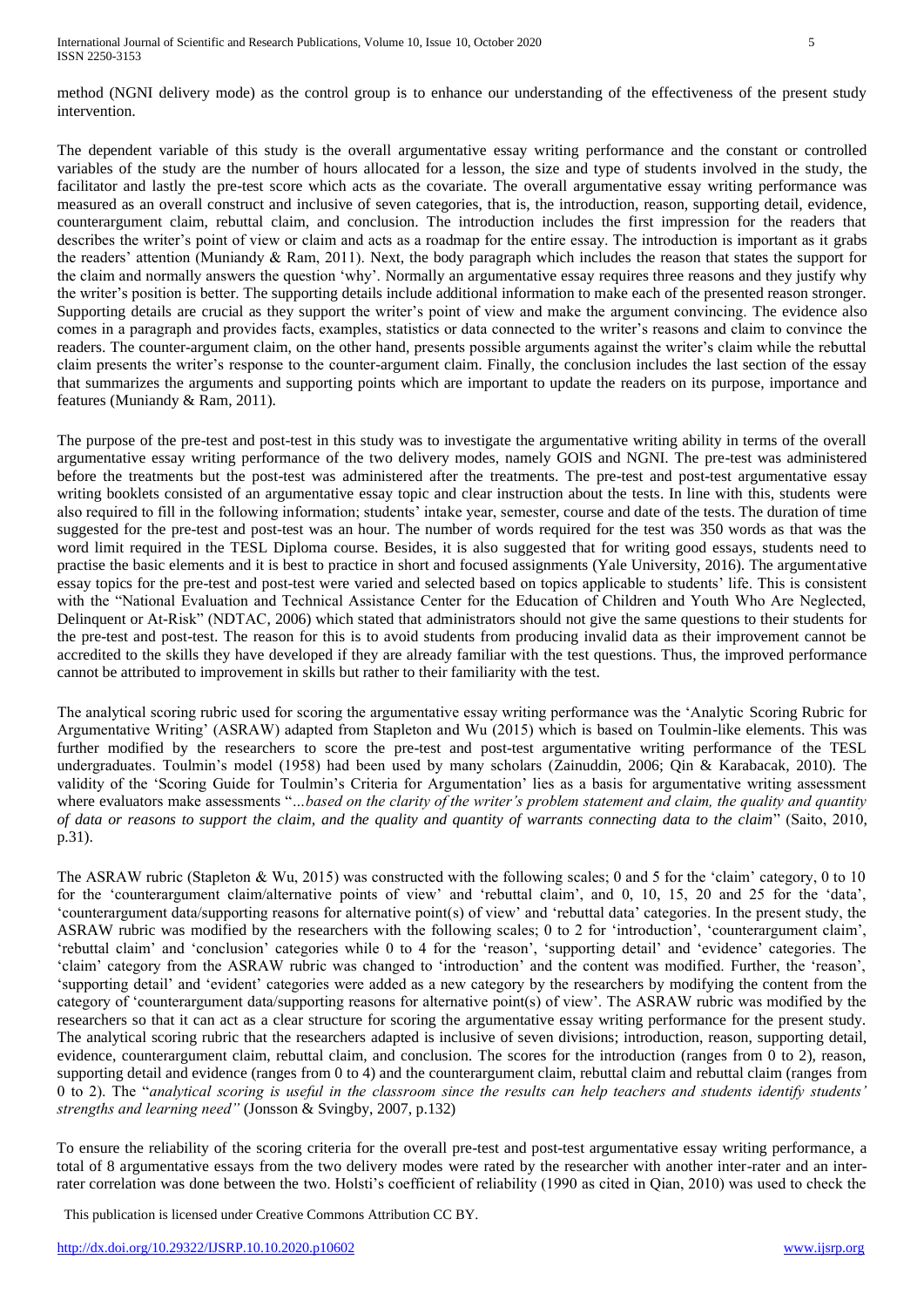method (NGNI delivery mode) as the control group is to enhance our understanding of the effectiveness of the present study intervention.

The dependent variable of this study is the overall argumentative essay writing performance and the constant or controlled variables of the study are the number of hours allocated for a lesson, the size and type of students involved in the study, the facilitator and lastly the pre-test score which acts as the covariate. The overall argumentative essay writing performance was measured as an overall construct and inclusive of seven categories, that is, the introduction, reason, supporting detail, evidence, counterargument claim, rebuttal claim, and conclusion. The introduction includes the first impression for the readers that describes the writer's point of view or claim and acts as a roadmap for the entire essay. The introduction is important as it grabs the readers' attention (Muniandy & Ram, 2011). Next, the body paragraph which includes the reason that states the support for the claim and normally answers the question 'why'. Normally an argumentative essay requires three reasons and they justify why the writer's position is better. The supporting details include additional information to make each of the presented reason stronger. Supporting details are crucial as they support the writer's point of view and make the argument convincing. The evidence also comes in a paragraph and provides facts, examples, statistics or data connected to the writer's reasons and claim to convince the readers. The counter-argument claim, on the other hand, presents possible arguments against the writer's claim while the rebuttal claim presents the writer's response to the counter-argument claim. Finally, the conclusion includes the last section of the essay that summarizes the arguments and supporting points which are important to update the readers on its purpose, importance and features (Muniandy & Ram, 2011).

The purpose of the pre-test and post-test in this study was to investigate the argumentative writing ability in terms of the overall argumentative essay writing performance of the two delivery modes, namely GOIS and NGNI. The pre-test was administered before the treatments but the post-test was administered after the treatments. The pre-test and post-test argumentative essay writing booklets consisted of an argumentative essay topic and clear instruction about the tests. In line with this, students were also required to fill in the following information; students' intake year, semester, course and date of the tests. The duration of time suggested for the pre-test and post-test was an hour. The number of words required for the test was 350 words as that was the word limit required in the TESL Diploma course. Besides, it is also suggested that for writing good essays, students need to practise the basic elements and it is best to practice in short and focused assignments (Yale University, 2016). The argumentative essay topics for the pre-test and post-test were varied and selected based on topics applicable to students' life. This is consistent with the "National Evaluation and Technical Assistance Center for the Education of Children and Youth Who Are Neglected, Delinquent or At-Risk" (NDTAC, 2006) which stated that administrators should not give the same questions to their students for the pre-test and post-test. The reason for this is to avoid students from producing invalid data as their improvement cannot be accredited to the skills they have developed if they are already familiar with the test questions. Thus, the improved performance cannot be attributed to improvement in skills but rather to their familiarity with the test.

The analytical scoring rubric used for scoring the argumentative essay writing performance was the 'Analytic Scoring Rubric for Argumentative Writing' (ASRAW) adapted from Stapleton and Wu (2015) which is based on Toulmin-like elements. This was further modified by the researchers to score the pre-test and post-test argumentative writing performance of the TESL undergraduates. Toulmin's model (1958) had been used by many scholars (Zainuddin, 2006; Qin & Karabacak, 2010). The validity of the 'Scoring Guide for Toulmin's Criteria for Argumentation' lies as a basis for argumentative writing assessment where evaluators make assessments "*…based on the clarity of the writer's problem statement and claim, the quality and quantity of data or reasons to support the claim, and the quality and quantity of warrants connecting data to the claim*" (Saito, 2010, p.31).

The ASRAW rubric (Stapleton & Wu, 2015) was constructed with the following scales; 0 and 5 for the 'claim' category, 0 to 10 for the 'counterargument claim/alternative points of view' and 'rebuttal claim', and 0, 10, 15, 20 and 25 for the 'data', 'counterargument data/supporting reasons for alternative point(s) of view' and 'rebuttal data' categories. In the present study, the ASRAW rubric was modified by the researchers with the following scales; 0 to 2 for 'introduction', 'counterargument claim', 'rebuttal claim' and 'conclusion' categories while 0 to 4 for the 'reason', 'supporting detail' and 'evidence' categories. The 'claim' category from the ASRAW rubric was changed to 'introduction' and the content was modified. Further, the 'reason', 'supporting detail' and 'evident' categories were added as a new category by the researchers by modifying the content from the category of 'counterargument data/supporting reasons for alternative point(s) of view'. The ASRAW rubric was modified by the researchers so that it can act as a clear structure for scoring the argumentative essay writing performance for the present study. The analytical scoring rubric that the researchers adapted is inclusive of seven divisions; introduction, reason, supporting detail, evidence, counterargument claim, rebuttal claim, and conclusion. The scores for the introduction (ranges from 0 to 2), reason, supporting detail and evidence (ranges from 0 to 4) and the counterargument claim, rebuttal claim and rebuttal claim (ranges from 0 to 2). The "*analytical scoring is useful in the classroom since the results can help teachers and students identify students' strengths and learning need"* (Jonsson & Svingby, 2007, p.132)

To ensure the reliability of the scoring criteria for the overall pre-test and post-test argumentative essay writing performance, a total of 8 argumentative essays from the two delivery modes were rated by the researcher with another inter-rater and an inter-rater correlation was done between the two. Holsti's coefficient of reliability (1990 as cited in Qian, 2010) was used to check the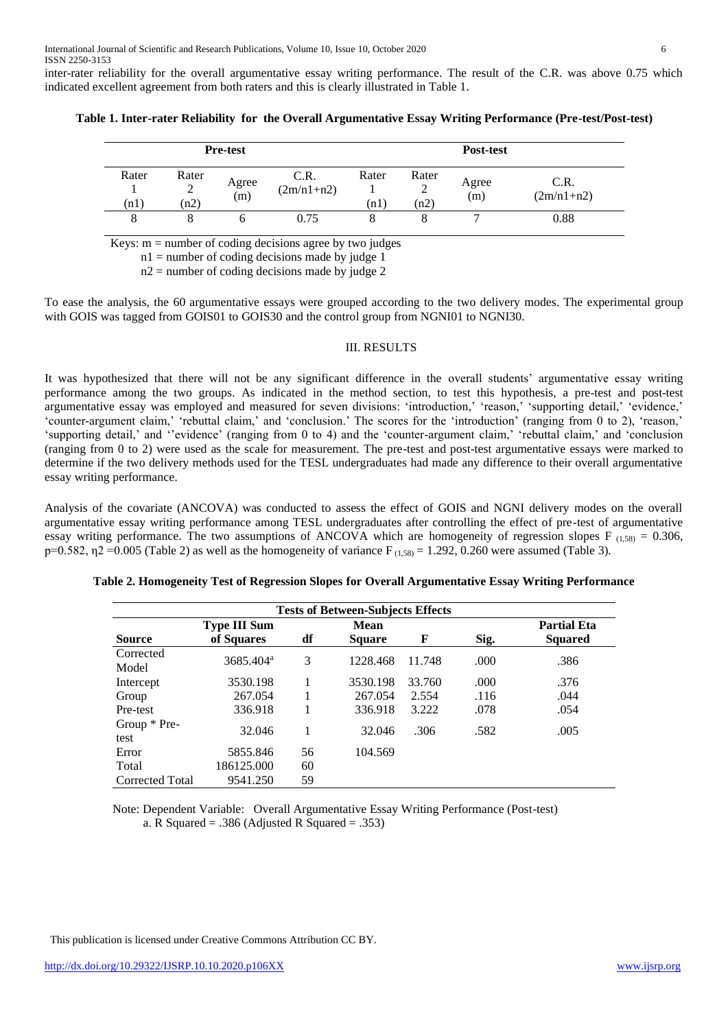inter-rater reliability for the overall argumentative essay writing performance. The result of the C.R. was above 0.75 which indicated excellent agreement from both raters and this is clearly illustrated in Table 1.

**Table 1. Inter-rater Reliability for the Overall Argumentative Essay Writing Performance (Pre-test/Post-test)**

| Pre-test | | | | Post-test | | | |
|---|---|---|---|---|---|---|---|
| Rater 1 (n1) | Rater 2 (n2) | Agree (m) | C.R. (2m/n1+n2) | Rater 1 (n1) | Rater 2 (n2) | Agree (m) | C.R. (2m/n1+n2) |
| 8 | 8 | 6 | 0.75 | 8 | 8 | 7 | 0.88 |

Keys: m = number of coding decisions agree by two judges
n1 = number of coding decisions made by judge 1
n2 = number of coding decisions made by judge 2

To ease the analysis, the 60 argumentative essays were grouped according to the two delivery modes. The experimental group with GOIS was tagged from GOIS01 to GOIS30 and the control group from NGNI01 to NGNI30.

## III. RESULTS

It was hypothesized that there will not be any significant difference in the overall students' argumentative essay writing performance among the two groups. As indicated in the method section, to test this hypothesis, a pre-test and post-test argumentative essay was employed and measured for seven divisions: 'introduction,' 'reason,' 'supporting detail,' 'evidence,' 'counter-argument claim,' 'rebuttal claim,' and 'conclusion.' The scores for the 'introduction' (ranging from 0 to 2), 'reason,' 'supporting detail,' and ''evidence' (ranging from 0 to 4) and the 'counter-argument claim,' 'rebuttal claim,' and 'conclusion (ranging from 0 to 2) were used as the scale for measurement. The pre-test and post-test argumentative essays were marked to determine if the two delivery methods used for the TESL undergraduates had made any difference to their overall argumentative essay writing performance.

Analysis of the covariate (ANCOVA) was conducted to assess the effect of GOIS and NGNI delivery modes on the overall argumentative essay writing performance among TESL undergraduates after controlling the effect of pre-test of argumentative essay writing performance. The two assumptions of ANCOVA which are homogeneity of regression slopes $F_{(1,58)} = 0.306$, $p=0.582$, $\eta 2 = 0.005$ (Table 2) as well as the homogeneity of variance $F_{(1,58)} = 1.292$, 0.260 were assumed (Table 3).

**Table 2. Homogeneity Test of Regression Slopes for Overall Argumentative Essay Writing Performance**

| Tests of Between-Subjects Effects | | | | | | |
|---|---|---|---|---|---|---|
| Source | Type III Sum of Squares | df | Mean Square | F | Sig. | Partial Eta Squared |
| Corrected Model | 3685.404[a] | 3 | 1228.468 | 11.748 | .000 | .386 |
| Intercept | 3530.198 | 1 | 3530.198 | 33.760 | .000 | .376 |
| Group | 267.054 | 1 | 267.054 | 2.554 | .116 | .044 |
| Pre-test | 336.918 | 1 | 336.918 | 3.222 | .078 | .054 |
| Group * Pre-test | 32.046 | 1 | 32.046 | .306 | .582 | .005 |
| Error | 5855.846 | 56 | 104.569 | | | |
| Total | 186125.000 | 60 | | | | |
| Corrected Total | 9541.250 | 59 | | | | |

Note: Dependent Variable: Overall Argumentative Essay Writing Performance (Post-test)
a. R Squared = .386 (Adjusted R Squared = .353)

This publication is licensed under Creative Commons Attribution CC BY.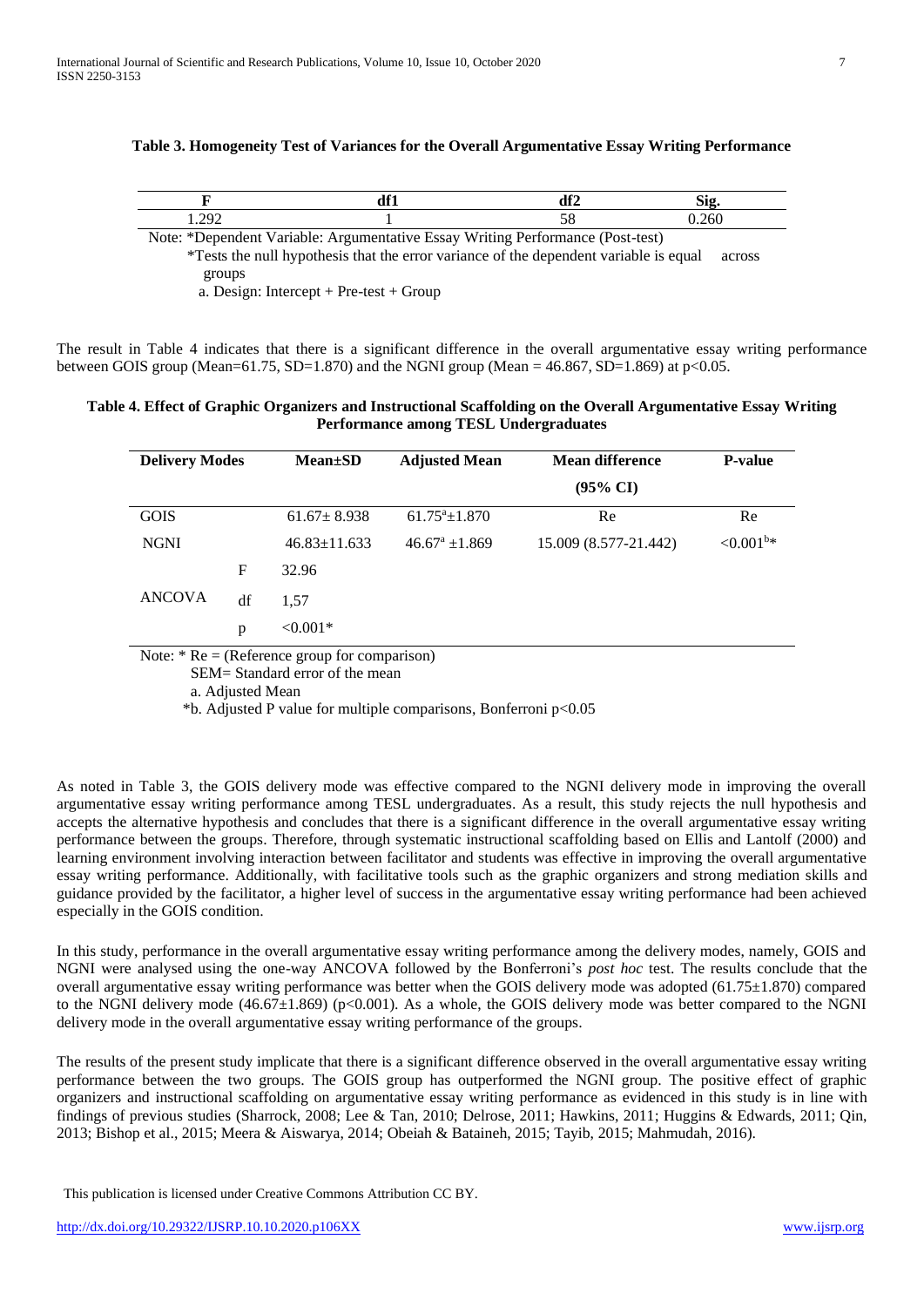**Table 3. Homogeneity Test of Variances for the Overall Argumentative Essay Writing Performance**

| F | df1 | df2 | Sig. |
|---|---|---|---|
| 1.292 | 1 | 58 | 0.260 |

Note: *Dependent Variable: Argumentative Essay Writing Performance (Post-test)
*Tests the null hypothesis that the error variance of the dependent variable is equal across groups
a. Design: Intercept + Pre-test + Group

The result in Table 4 indicates that there is a significant difference in the overall argumentative essay writing performance between GOIS group (Mean=61.75, SD=1.870) and the NGNI group (Mean = 46.867, SD=1.869) at $p<0.05$.

**Table 4. Effect of Graphic Organizers and Instructional Scaffolding on the Overall Argumentative Essay Writing Performance among TESL Undergraduates**

| Delivery Modes | | Mean±SD | Adjusted Mean | Mean difference (95% CI) | P-value |
|---|---|---|---|---|---|
| GOIS | | 61.67± 8.938 | 61.75[a]±1.870 | Re | Re |
| NGNI | | 46.83±11.633 | 46.67[a] ±1.869 | 15.009 (8.577-21.442) | <0.001[b]* |
| ANCOVA | F | 32.96 | | | |
| | df | 1,57 | | | |
| | p | <0.001* | | | |

Note: * Re = (Reference group for comparison)
SEM= Standard error of the mean
a. Adjusted Mean
*b. Adjusted P value for multiple comparisons, Bonferroni $p<0.05$

As noted in Table 3, the GOIS delivery mode was effective compared to the NGNI delivery mode in improving the overall argumentative essay writing performance among TESL undergraduates. As a result, this study rejects the null hypothesis and accepts the alternative hypothesis and concludes that there is a significant difference in the overall argumentative essay writing performance between the groups. Therefore, through systematic instructional scaffolding based on Ellis and Lantolf (2000) and learning environment involving interaction between facilitator and students was effective in improving the overall argumentative essay writing performance. Additionally, with facilitative tools such as the graphic organizers and strong mediation skills and guidance provided by the facilitator, a higher level of success in the argumentative essay writing performance had been achieved especially in the GOIS condition.

In this study, performance in the overall argumentative essay writing performance among the delivery modes, namely, GOIS and NGNI were analysed using the one-way ANCOVA followed by the Bonferroni's *post hoc* test. The results conclude that the overall argumentative essay writing performance was better when the GOIS delivery mode was adopted (61.75±1.870) compared to the NGNI delivery mode (46.67±1.869) ($p<0.001$). As a whole, the GOIS delivery mode was better compared to the NGNI delivery mode in the overall argumentative essay writing performance of the groups.

The results of the present study implicate that there is a significant difference observed in the overall argumentative essay writing performance between the two groups. The GOIS group has outperformed the NGNI group. The positive effect of graphic organizers and instructional scaffolding on argumentative essay writing performance as evidenced in this study is in line with findings of previous studies (Sharrock, 2008; Lee & Tan, 2010; Delrose, 2011; Hawkins, 2011; Huggins & Edwards, 2011; Qin, 2013; Bishop et al., 2015; Meera & Aiswarya, 2014; Obeiah & Bataineh, 2015; Tayib, 2015; Mahmudah, 2016).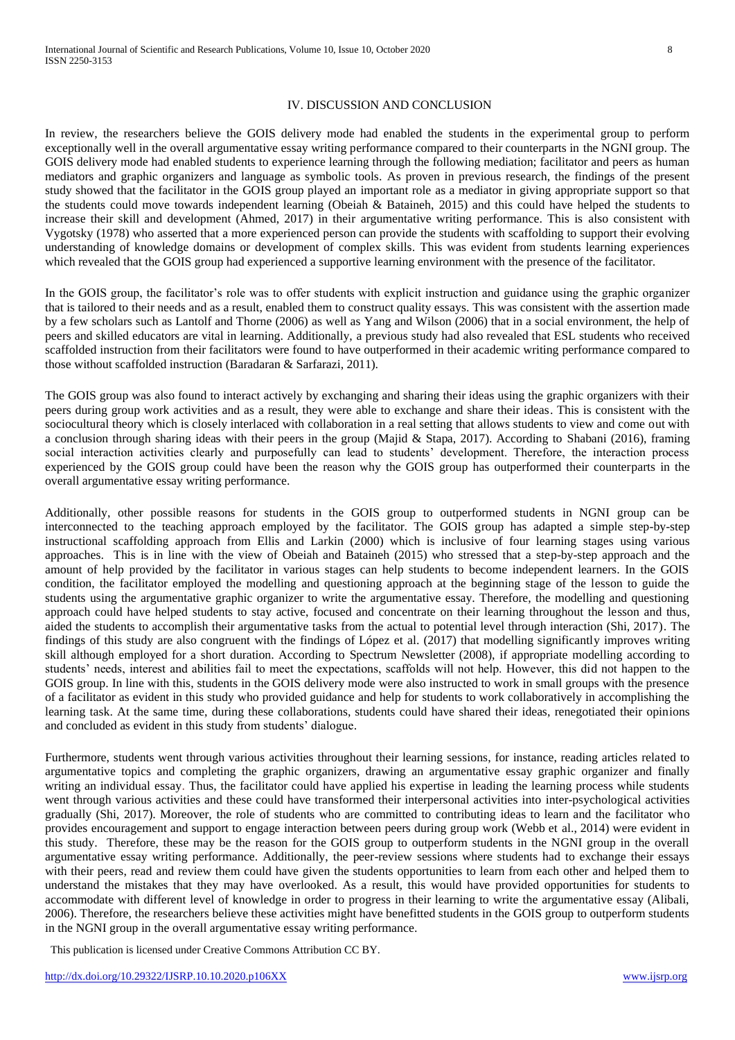## IV. DISCUSSION AND CONCLUSION

In review, the researchers believe the GOIS delivery mode had enabled the students in the experimental group to perform exceptionally well in the overall argumentative essay writing performance compared to their counterparts in the NGNI group. The GOIS delivery mode had enabled students to experience learning through the following mediation; facilitator and peers as human mediators and graphic organizers and language as symbolic tools. As proven in previous research, the findings of the present study showed that the facilitator in the GOIS group played an important role as a mediator in giving appropriate support so that the students could move towards independent learning (Obeiah & Bataineh, 2015) and this could have helped the students to increase their skill and development (Ahmed, 2017) in their argumentative writing performance. This is also consistent with Vygotsky (1978) who asserted that a more experienced person can provide the students with scaffolding to support their evolving understanding of knowledge domains or development of complex skills. This was evident from students learning experiences which revealed that the GOIS group had experienced a supportive learning environment with the presence of the facilitator.

In the GOIS group, the facilitator's role was to offer students with explicit instruction and guidance using the graphic organizer that is tailored to their needs and as a result, enabled them to construct quality essays. This was consistent with the assertion made by a few scholars such as Lantolf and Thorne (2006) as well as Yang and Wilson (2006) that in a social environment, the help of peers and skilled educators are vital in learning. Additionally, a previous study had also revealed that ESL students who received scaffolded instruction from their facilitators were found to have outperformed in their academic writing performance compared to those without scaffolded instruction (Baradaran & Sarfarazi, 2011).

The GOIS group was also found to interact actively by exchanging and sharing their ideas using the graphic organizers with their peers during group work activities and as a result, they were able to exchange and share their ideas. This is consistent with the sociocultural theory which is closely interlaced with collaboration in a real setting that allows students to view and come out with a conclusion through sharing ideas with their peers in the group (Majid & Stapa, 2017). According to Shabani (2016), framing social interaction activities clearly and purposefully can lead to students' development. Therefore, the interaction process experienced by the GOIS group could have been the reason why the GOIS group has outperformed their counterparts in the overall argumentative essay writing performance.

Additionally, other possible reasons for students in the GOIS group to outperformed students in NGNI group can be interconnected to the teaching approach employed by the facilitator. The GOIS group has adapted a simple step-by-step instructional scaffolding approach from Ellis and Larkin (2000) which is inclusive of four learning stages using various approaches. This is in line with the view of Obeiah and Bataineh (2015) who stressed that a step-by-step approach and the amount of help provided by the facilitator in various stages can help students to become independent learners. In the GOIS condition, the facilitator employed the modelling and questioning approach at the beginning stage of the lesson to guide the students using the argumentative graphic organizer to write the argumentative essay. Therefore, the modelling and questioning approach could have helped students to stay active, focused and concentrate on their learning throughout the lesson and thus, aided the students to accomplish their argumentative tasks from the actual to potential level through interaction (Shi, 2017). The findings of this study are also congruent with the findings of López et al. (2017) that modelling significantly improves writing skill although employed for a short duration. According to Spectrum Newsletter (2008), if appropriate modelling according to students' needs, interest and abilities fail to meet the expectations, scaffolds will not help. However, this did not happen to the GOIS group. In line with this, students in the GOIS delivery mode were also instructed to work in small groups with the presence of a facilitator as evident in this study who provided guidance and help for students to work collaboratively in accomplishing the learning task. At the same time, during these collaborations, students could have shared their ideas, renegotiated their opinions and concluded as evident in this study from students' dialogue.

Furthermore, students went through various activities throughout their learning sessions, for instance, reading articles related to argumentative topics and completing the graphic organizers, drawing an argumentative essay graphic organizer and finally writing an individual essay. Thus, the facilitator could have applied his expertise in leading the learning process while students went through various activities and these could have transformed their interpersonal activities into inter-psychological activities gradually (Shi, 2017). Moreover, the role of students who are committed to contributing ideas to learn and the facilitator who provides encouragement and support to engage interaction between peers during group work (Webb et al., 2014) were evident in this study. Therefore, these may be the reason for the GOIS group to outperform students in the NGNI group in the overall argumentative essay writing performance. Additionally, the peer-review sessions where students had to exchange their essays with their peers, read and review them could have given the students opportunities to learn from each other and helped them to understand the mistakes that they may have overlooked. As a result, this would have provided opportunities for students to accommodate with different level of knowledge in order to progress in their learning to write the argumentative essay (Alibali, 2006). Therefore, the researchers believe these activities might have benefitted students in the GOIS group to outperform students in the NGNI group in the overall argumentative essay writing performance.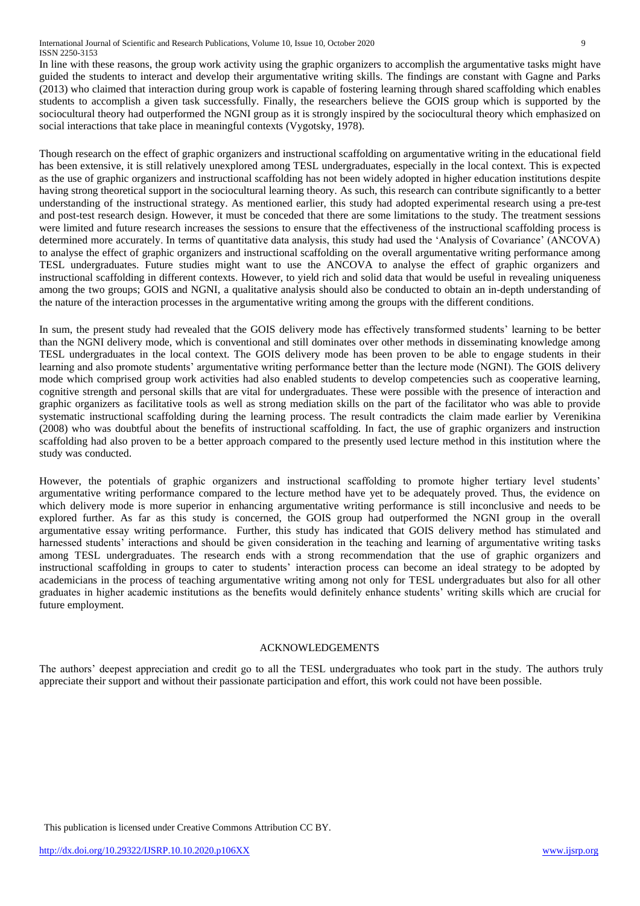In line with these reasons, the group work activity using the graphic organizers to accomplish the argumentative tasks might have guided the students to interact and develop their argumentative writing skills. The findings are constant with Gagne and Parks (2013) who claimed that interaction during group work is capable of fostering learning through shared scaffolding which enables students to accomplish a given task successfully. Finally, the researchers believe the GOIS group which is supported by the sociocultural theory had outperformed the NGNI group as it is strongly inspired by the sociocultural theory which emphasized on social interactions that take place in meaningful contexts (Vygotsky, 1978).

Though research on the effect of graphic organizers and instructional scaffolding on argumentative writing in the educational field has been extensive, it is still relatively unexplored among TESL undergraduates, especially in the local context. This is expected as the use of graphic organizers and instructional scaffolding has not been widely adopted in higher education institutions despite having strong theoretical support in the sociocultural learning theory. As such, this research can contribute significantly to a better understanding of the instructional strategy. As mentioned earlier, this study had adopted experimental research using a pre-test and post-test research design. However, it must be conceded that there are some limitations to the study. The treatment sessions were limited and future research increases the sessions to ensure that the effectiveness of the instructional scaffolding process is determined more accurately. In terms of quantitative data analysis, this study had used the 'Analysis of Covariance' (ANCOVA) to analyse the effect of graphic organizers and instructional scaffolding on the overall argumentative writing performance among TESL undergraduates. Future studies might want to use the ANCOVA to analyse the effect of graphic organizers and instructional scaffolding in different contexts. However, to yield rich and solid data that would be useful in revealing uniqueness among the two groups; GOIS and NGNI, a qualitative analysis should also be conducted to obtain an in-depth understanding of the nature of the interaction processes in the argumentative writing among the groups with the different conditions.

In sum, the present study had revealed that the GOIS delivery mode has effectively transformed students' learning to be better than the NGNI delivery mode, which is conventional and still dominates over other methods in disseminating knowledge among TESL undergraduates in the local context. The GOIS delivery mode has been proven to be able to engage students in their learning and also promote students' argumentative writing performance better than the lecture mode (NGNI). The GOIS delivery mode which comprised group work activities had also enabled students to develop competencies such as cooperative learning, cognitive strength and personal skills that are vital for undergraduates. These were possible with the presence of interaction and graphic organizers as facilitative tools as well as strong mediation skills on the part of the facilitator who was able to provide systematic instructional scaffolding during the learning process. The result contradicts the claim made earlier by Verenikina (2008) who was doubtful about the benefits of instructional scaffolding. In fact, the use of graphic organizers and instruction scaffolding had also proven to be a better approach compared to the presently used lecture method in this institution where the study was conducted.

However, the potentials of graphic organizers and instructional scaffolding to promote higher tertiary level students' argumentative writing performance compared to the lecture method have yet to be adequately proved. Thus, the evidence on which delivery mode is more superior in enhancing argumentative writing performance is still inconclusive and needs to be explored further. As far as this study is concerned, the GOIS group had outperformed the NGNI group in the overall argumentative essay writing performance. Further, this study has indicated that GOIS delivery method has stimulated and harnessed students' interactions and should be given consideration in the teaching and learning of argumentative writing tasks among TESL undergraduates. The research ends with a strong recommendation that the use of graphic organizers and instructional scaffolding in groups to cater to students' interaction process can become an ideal strategy to be adopted by academicians in the process of teaching argumentative writing among not only for TESL undergraduates but also for all other graduates in higher academic institutions as the benefits would definitely enhance students' writing skills which are crucial for future employment.

## ACKNOWLEDGEMENTS

The authors' deepest appreciation and credit go to all the TESL undergraduates who took part in the study. The authors truly appreciate their support and without their passionate participation and effort, this work could not have been possible.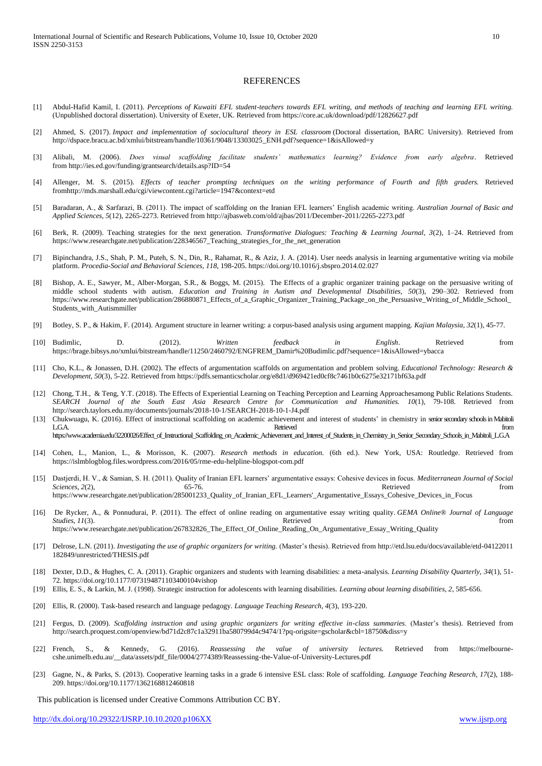## REFERENCES

[1] Abdul-Hafid Kamil, I. (2011). *Perceptions of Kuwaiti EFL student-teachers towards EFL writing, and methods of teaching and learning EFL writing.* (Unpublished doctoral dissertation). University of Exeter, UK. Retrieved from https://core.ac.uk/download/pdf/12826627.pdf

[2] Ahmed, S. (2017). *Impact and implementation of sociocultural theory in ESL classroom* (Doctoral dissertation, BARC University). Retrieved from http://dspace.bracu.ac.bd/xmlui/bitstream/handle/10361/9048/13303025_ENH.pdf?sequence=1&isAllowed=y

[3] Alibali, M. (2006). *Does visual scaffolding facilitate students' mathematics learning? Evidence from early algebra*. Retrieved from http://ies.ed.gov/funding/grantsearch/details.asp?ID=54

[4] Allenger, M. S. (2015). *Effects of teacher prompting techniques on the writing performance of Fourth and fifth graders.* Retrieved fromhttp://mds.marshall.edu/cgi/viewcontent.cgi?article=1947&context=etd

[5] Baradaran, A., & Sarfarazi, B. (2011). The impact of scaffolding on the Iranian EFL learners' English academic writing. *Australian Journal of Basic and Applied Sciences, 5*(12), 2265-2273. Retrieved from http://ajbasweb.com/old/ajbas/2011/December-2011/2265-2273.pdf

[6] Berk, R. (2009). Teaching strategies for the next generation. *Transformative Dialogues: Teaching & Learning Journal, 3*(2), 1–24. Retrieved from https://www.researchgate.net/publication/228346567_Teaching_strategies_for_the_net_generation

[7] Bipinchandra, J.S., Shah, P. M., Puteh, S. N., Din, R., Rahamat, R., & Aziz, J. A. (2014). User needs analysis in learning argumentative writing via mobile platform. *Procedia-Social and Behavioral Sciences, 118*, 198-205. https://doi.org/10.1016/j.sbspro.2014.02.027

[8] Bishop, A. E., Sawyer, M., Alber-Morgan, S.R., & Boggs, M. (2015). The Effects of a graphic organizer training package on the persuasive writing of middle school students with autism. *Education and Training in Autism and Developmental Disabilities, 50*(3), 290–302. Retrieved from https://www.researchgate.net/publication/286880871_Effects_of_a_Graphic_Organizer_Training_Package_on_the_Persuasive_Writing_of_Middle_School_Students_with_Autismmiller

[9] Botley, S. P., & Hakim, F. (2014). Argument structure in learner writing: a corpus-based analysis using argument mapping. *Kajian Malaysia, 32*(1), 45-77.

[10] Budimlic, D. (2012). *Written feedback in English*. Retrieved from https://brage.bibsys.no/xmlui/bitstream/handle/11250/2460792/ENGFREM_Damir%20Budimlic.pdf?sequence=1&isAllowed=ybacca

[11] Cho, K.L., & Jonassen, D.H. (2002). The effects of argumentation scaffolds on argumentation and problem solving. *Educational Technology: Research & Development, 50*(3), 5-22. Retrieved from https://pdfs.semanticscholar.org/e8d1/d969421ed0cf8c7461b0c6275e32171bf63a.pdf

[12] Chong, T.H., & Teng, Y.T. (2018). The Effects of Experiential Learning on Teaching Perception and Learning Approachesamong Public Relations Students. *SEARCH Journal of the South East Asia Research Centre for Communication and Humanities. 10*(1), 79-108. Retrieved from http://search.taylors.edu.my/documents/journals/2018-10-1/SEARCH-2018-10-1-J4.pdf

[13] Chukwuagu, K. (2016). Effect of instructional scaffolding on academic achievement and interest of students' in chemistry in senior secondary schools in Mabitoli L.G.A. Retrieved from https://www.academia.edu/32200026/Effect_of_Instructional_Scaffolding_on_Academic_Achievement_and_Interest_of_Students_in_Chemistry_in_Senior_Secondary_Schools_in_Mabitoli_L.G.A

[14] Cohen, L., Manion, L., & Morisson, K. (2007). *Research methods in education.* (6th ed.). New York, USA: Routledge. Retrieved from https://islmblogblog.files.wordpress.com/2016/05/rme-edu-helpline-blogspot-com.pdf

[15] Dastjerdi, H. V., & Samian, S. H. (2011). Quality of Iranian EFL learners' argumentative essays: Cohesive devices in focus. *Mediterranean Journal of Social Sciences, 2*(2), 65-76. Retrieved from https://www.researchgate.net/publication/285001233_Quality_of_Iranian_EFL_Learners'_Argumentative_Essays_Cohesive_Devices_in_Focus

[16] De Rycker, A., & Ponnudurai, P. (2011). The effect of online reading on argumentative essay writing quality. *GEMA Online® Journal of Language Studies, 11*(3). Retrieved from https://www.researchgate.net/publication/267832826_The_Effect_Of_Online_Reading_On_Argumentative_Essay_Writing_Quality

[17] Delrose, L.N. (2011). *Investigating the use of graphic organizers for writing.* (Master's thesis). Retrieved from http://etd.lsu.edu/docs/available/etd-04122011 182849/unrestricted/THESIS.pdf

[18] Dexter, D.D., & Hughes, C. A. (2011). Graphic organizers and students with learning disabilities: a meta-analysis. *Learning Disability Quarterly, 34*(1), 51-72. https://doi.org/10.1177/073194871103400104vishop

[19] Ellis, E. S., & Larkin, M. J. (1998). Strategic instruction for adolescents with learning disabilities. *Learning about learning disabilities, 2*, 585-656.

[20] Ellis, R. (2000). Task-based research and language pedagogy. *Language Teaching Research, 4*(3), 193-220.

[21] Fergus, D. (2009). *Scaffolding instruction and using graphic organizers for writing effective in-class summaries.* (Master's thesis). Retrieved from http://search.proquest.com/openview/bd71d2c87c1a32911ba580799d4c9474/1?pq-origsite=gscholar&cbl=18750&diss=y

[22] French, S., & Kennedy, G. (2016). *Reassessing the value of university lectures.* Retrieved from https://melbourne-cshe.unimelb.edu.au/__data/assets/pdf_file/0004/2774389/Reassessing-the-Value-of-University-Lectures.pdf

[23] Gagne, N., & Parks, S. (2013). Cooperative learning tasks in a grade 6 intensive ESL class: Role of scaffolding. *Language Teaching Research, 17*(2), 188-209. https://doi.org/10.1177/1362168812460818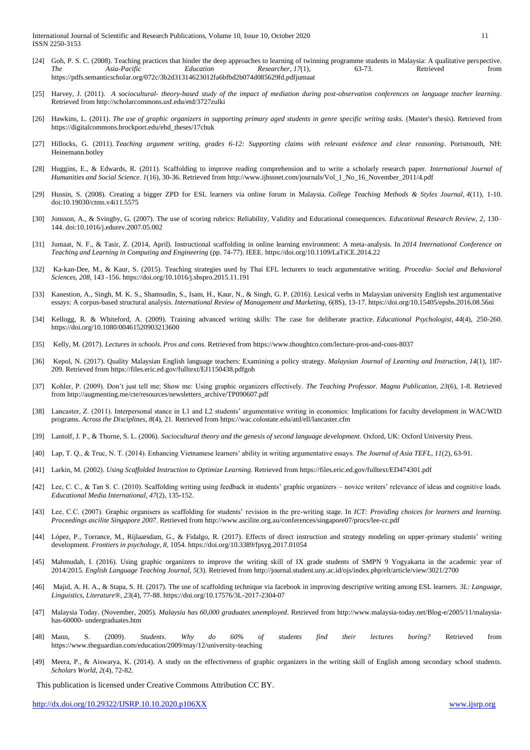[24] Goh, P. S. C. (2008). Teaching practices that hinder the deep approaches to learning of twinning programme students in Malaysia: A qualitative perspective. *The Asia-Pacific Education Researcher*, *17*(1), 63-73. Retrieved from https://pdfs.semanticscholar.org/072c/3b2d31314623012fa6bfbd2b074d085629fd.pdfjumaat

[25] Harvey, J. (2011). *A sociocultural- theory-based study of the impact of mediation during post-observation conferences on language teacher learning*. Retrieved from http://scholarcommons.usf.edu/etd/3727zulki

[26] Hawkins, L. (2011). *The use of graphic organizers in supporting primary aged students in genre specific writing tasks.* (Master's thesis). Retrieved from https://digitalcommons.brockport.edu/ehd_theses/17chuk

[27] Hillocks, G. (2011). *Teaching argument writing, grades 6-12: Supporting claims with relevant evidence and clear reasoning*. Portsmouth, NH: Heinemann.botley

[28] Huggins, E., & Edwards, R. (2011). Scaffolding to improve reading comprehension and to write a scholarly research paper. *International Journal of Humanities and Social Science. 1*(16), 30-36. Retrieved from http://www.ijhssnet.com/journals/Vol_1_No_16_November_2011/4.pdf

[29] Hussin, S. (2008). Creating a bigger ZPD for ESL learners via online forum in Malaysia. *College Teaching Methods & Styles Journal*, *4*(11), 1-10. doi:10.19030/ctms.v4i11.5575

[30] Jonsson, A., & Svingby, G. (2007). The use of scoring rubrics: Reliability, Validity and Educational consequences. *Educational Research Review, 2*, 130–144. doi:10.1016/j.edurev.2007.05.002

[31] Jumaat, N. F., & Tasir, Z. (2014, April). Instructional scaffolding in online learning environment: A meta-analysis. In *2014 International Conference on Teaching and Learning in Computing and Engineering* (pp. 74-77). IEEE. https://doi.org/10.1109/LaTiCE.2014.22

[32] Ka-kan-Dee, M., & Kaur, S. (2015). Teaching strategies used by Thai EFL lecturers to teach argumentative writing. *Procedia- Social and Behavioral Sciences*, *208*, 143 -156. https://doi.org/10.1016/j.sbspro.2015.11.191

[33] Kanestion, A., Singh, M. K. S., Shamsudin, S., Isam, H., Kaur, N., & Singh, G. P. (2016). Lexical verbs in Malaysian university English test argumentative essays: A corpus-based structural analysis. *International Review of Management and Marketing*, *6*(8S), 13-17. https://doi.org/10.15405/epsbs.2016.08.56ni

[34] Kellogg, R. & Whiteford, A. (2009). Training advanced writing skills: The case for deliberate practice. *Educational Psychologist*, *44*(4), 250-260. https://doi.org/10.1080/00461520903213600

[35] Kelly, M. (2017). *Lectures in schools. Pros and cons.* Retrieved from https://www.thoughtco.com/lecture-pros-and-cons-8037

[36] Kepol, N. (2017). Quality Malaysian English language teachers: Examining a policy strategy. *Malaysian Journal of Learning and Instruction*, *14*(1), 187-209. Retrieved from https://files.eric.ed.gov/fulltext/EJ1150438.pdfgoh

[37] Kohler, P. (2009). Don't just tell me; Show me: Using graphic organizers effectively. *The Teaching Professor. Magna Publication*, *23*(6), 1-8. Retrieved from http://augmenting.me/cte/resources/newsletters_archive/TP090607.pdf

[38] Lancaster, Z. (2011). Interpersonal stance in L1 and L2 students' argumentative writing in economics: Implications for faculty development in WAC/WID programs. *Across the Disciplines*, *8*(4), 21. Retrieved from https://wac.colostate.edu/atd/ell/lancaster.cfm

[39] Lantolf, J. P., & Thorne, S. L. (2006). *Sociocultural theory and the genesis of second language development.* Oxford, UK: Oxford University Press.

[40] Lap, T. Q., & Truc, N. T. (2014). Enhancing Vietnamese learners' ability in writing argumentative essays. *The Journal of Asia TEFL*, *11*(2), 63-91.

[41] Larkin, M. (2002). *Using Scaffolded Instruction to Optimize Learning.* Retrieved from https://files.eric.ed.gov/fulltext/ED474301.pdf

[42] Lee, C. C., & Tan S. C. (2010). Scaffolding writing using feedback in students' graphic organizers – novice writers' relevance of ideas and cognitive loads. *Educational Media International*, *47*(2), 135-152.

[43] Lee, C.C. (2007). Graphic organisers as scaffolding for students' revision in the pre-writing stage. In *ICT: Providing choices for learners and learning. Proceedings ascilite Singapore 2007*. Retrieved from http://www.ascilite.org.au/conferences/singapore07/procs/lee-cc.pdf

[44] López, P., Torrance, M., Rijlaarsdam, G., & Fidalgo, R. (2017). Effects of direct instruction and strategy modeling on upper-primary students' writing development. *Frontiers in psychology*, *8*, 1054. https://doi.org/10.3389/fpsyg.2017.01054

[45] Mahmudah, I. (2016). Using graphic organizers to improve the writing skill of IX grade students of SMPN 9 Yogyakarta in the academic year of 2014/2015. *English Language Teaching Journal, 5*(3). Retrieved from http://journal.student.uny.ac.id/ojs/index.php/elt/article/view/3021/2700

[46] Majid, A. H. A., & Stapa, S. H. (2017). The use of scaffolding technique via facebook in improving descriptive writing among ESL learners. *3L: Language, Linguistics, Literature®*, *23*(4), 77-88. https://doi.org/10.17576/3L-2017-2304-07

[47] Malaysia Today. (November, 2005). *Malaysia has 60,000 graduates unemployed*. Retrieved from http://www.malaysia-today.net/Blog-e/2005/11/malaysia-has-60000- undergraduates.htm

[48] Mann, S. (2009). *Students. Why do 60% of students find their lectures boring?* Retrieved from https://www.theguardian.com/education/2009/may/12/university-teaching

[49] Meera, P., & Aiswarya, K. (2014). A study on the effectiveness of graphic organizers in the writing skill of English among secondary school students. *Scholars World*, *2*(4), 72-82.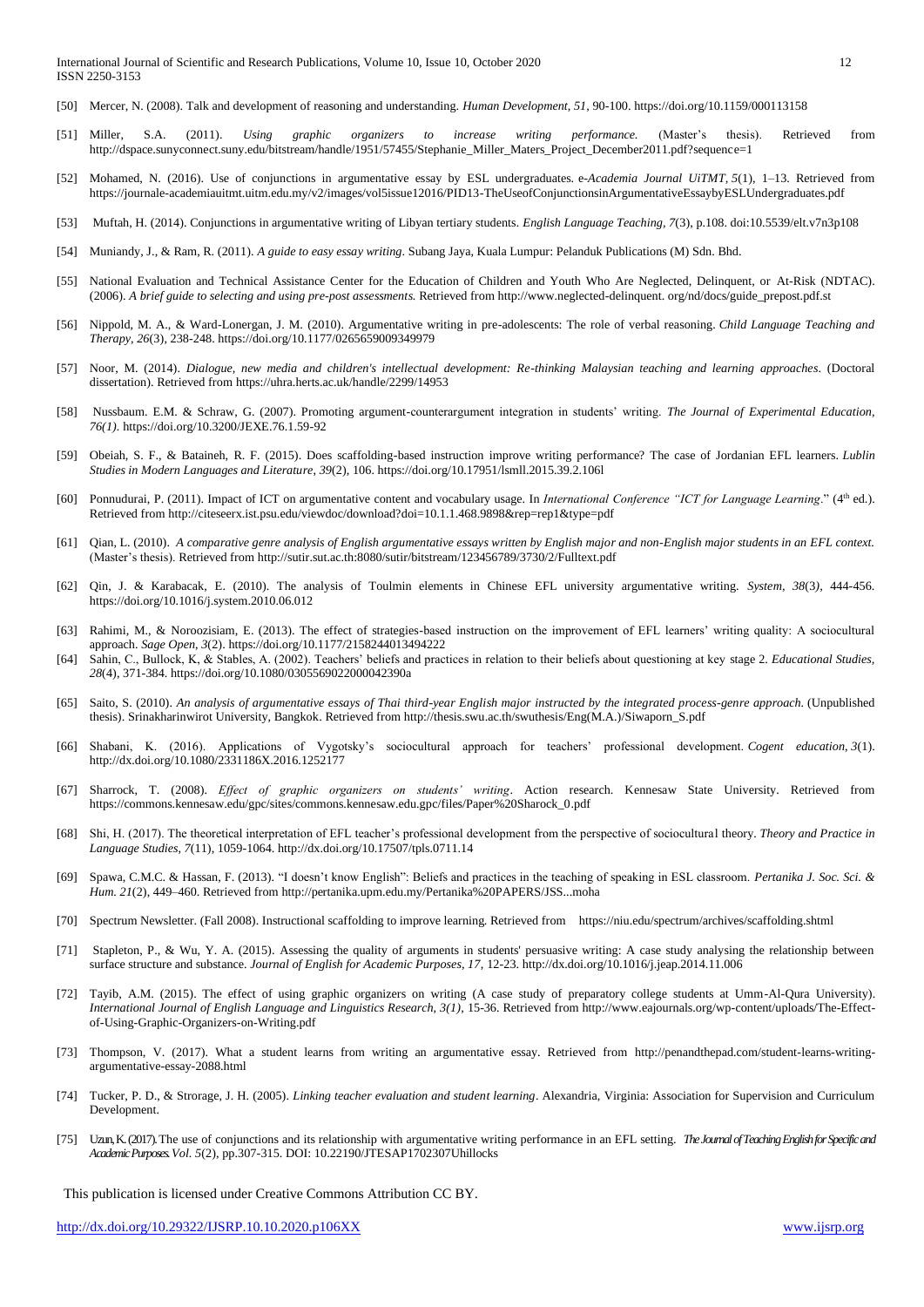[50] Mercer, N. (2008). Talk and development of reasoning and understanding. *Human Development, 51*, 90-100. https://doi.org/10.1159/000113158

[51] Miller, S.A. (2011). *Using graphic organizers to increase writing performance.* (Master's thesis). Retrieved from http://dspace.sunyconnect.suny.edu/bitstream/handle/1951/57455/Stephanie_Miller_Maters_Project_December2011.pdf?sequence=1

[52] Mohamed, N. (2016). Use of conjunctions in argumentative essay by ESL undergraduates. *e-Academia Journal UiTMT, 5*(1), 1–13. Retrieved from https://journale-academiauitmt.uitm.edu.my/v2/images/vol5issue12016/PID13-TheUseofConjunctionsinArgumentativeEssaybyESLUndergraduates.pdf

[53] Muftah, H. (2014). Conjunctions in argumentative writing of Libyan tertiary students. *English Language Teaching, 7*(3), p.108. doi:10.5539/elt.v7n3p108

[54] Muniandy, J., & Ram, R. (2011). *A guide to easy essay writing*. Subang Jaya, Kuala Lumpur: Pelanduk Publications (M) Sdn. Bhd.

[55] National Evaluation and Technical Assistance Center for the Education of Children and Youth Who Are Neglected, Delinquent, or At-Risk (NDTAC). (2006). *A brief guide to selecting and using pre-post assessments.* Retrieved from http://www.neglected-delinquent. org/nd/docs/guide_prepost.pdf.st

[56] Nippold, M. A., & Ward-Lonergan, J. M. (2010). Argumentative writing in pre-adolescents: The role of verbal reasoning. *Child Language Teaching and Therapy, 26*(3), 238-248. https://doi.org/10.1177/0265659009349979

[57] Noor, M. (2014). *Dialogue, new media and children's intellectual development: Re-thinking Malaysian teaching and learning approaches*. (Doctoral dissertation). Retrieved from https://uhra.herts.ac.uk/handle/2299/14953

[58] Nussbaum. E.M. & Schraw, G. (2007). Promoting argument-counterargument integration in students' writing. *The Journal of Experimental Education, 76(1).* https://doi.org/10.3200/JEXE.76.1.59-92

[59] Obeiah, S. F., & Bataineh, R. F. (2015). Does scaffolding-based instruction improve writing performance? The case of Jordanian EFL learners. *Lublin Studies in Modern Languages and Literature, 39*(2), 106. https://doi.org/10.17951/lsmll.2015.39.2.106l

[60] Ponnudurai, P. (2011). Impact of ICT on argumentative content and vocabulary usage. In *International Conference "ICT for Language Learning*." (4th ed.). Retrieved from http://citeseerx.ist.psu.edu/viewdoc/download?doi=10.1.1.468.9898&rep=rep1&type=pdf

[61] Qian, L. (2010). *A comparative genre analysis of English argumentative essays written by English major and non-English major students in an EFL context.* (Master's thesis). Retrieved from http://sutir.sut.ac.th:8080/sutir/bitstream/123456789/3730/2/Fulltext.pdf

[62] Qin, J. & Karabacak, E. (2010). The analysis of Toulmin elements in Chinese EFL university argumentative writing. *System, 38*(3*),* 444-456. https://doi.org/10.1016/j.system.2010.06.012

[63] Rahimi, M., & Noroozisiam, E. (2013). The effect of strategies-based instruction on the improvement of EFL learners' writing quality: A sociocultural approach. *Sage Open, 3*(2). https://doi.org/10.1177/2158244013494222

[64] Sahin, C., Bullock, K, & Stables, A. (2002). Teachers' beliefs and practices in relation to their beliefs about questioning at key stage 2. *Educational Studies, 28*(4), 371-384. https://doi.org/10.1080/0305569022000042390a

[65] Saito, S. (2010). *An analysis of argumentative essays of Thai third-year English major instructed by the integrated process-genre approach.* (Unpublished thesis). Srinakharinwirot University, Bangkok. Retrieved from http://thesis.swu.ac.th/swuthesis/Eng(M.A.)/Siwaporn_S.pdf

[66] Shabani, K. (2016). Applications of Vygotsky's sociocultural approach for teachers' professional development. *Cogent education, 3*(1). http://dx.doi.org/10.1080/2331186X.2016.1252177

[67] Sharrock, T. (2008). *Effect of graphic organizers on students' writing*. Action research. Kennesaw State University. Retrieved from https://commons.kennesaw.edu/gpc/sites/commons.kennesaw.edu.gpc/files/Paper%20Sharock_0.pdf

[68] Shi, H. (2017). The theoretical interpretation of EFL teacher's professional development from the perspective of sociocultural theory. *Theory and Practice in Language Studies, 7*(11), 1059-1064. http://dx.doi.org/10.17507/tpls.0711.14

[69] Spawa, C.M.C. & Hassan, F. (2013). "I doesn't know English": Beliefs and practices in the teaching of speaking in ESL classroom. *Pertanika J. Soc. Sci. & Hum. 21*(2), 449–460. Retrieved from http://pertanika.upm.edu.my/Pertanika%20PAPERS/JSS...moha

[70] Spectrum Newsletter. (Fall 2008). Instructional scaffolding to improve learning. Retrieved from https://niu.edu/spectrum/archives/scaffolding.shtml

[71] Stapleton, P., & Wu, Y. A. (2015). Assessing the quality of arguments in students' persuasive writing: A case study analysing the relationship between surface structure and substance. *Journal of English for Academic Purposes, 17*, 12-23. http://dx.doi.org/10.1016/j.jeap.2014.11.006

[72] Tayib, A.M. (2015). The effect of using graphic organizers on writing (A case study of preparatory college students at Umm-Al-Qura University). *International Journal of English Language and Linguistics Research, 3(1)*, 15-36. Retrieved from http://www.eajournals.org/wp-content/uploads/The-Effect-of-Using-Graphic-Organizers-on-Writing.pdf

[73] Thompson, V. (2017). What a student learns from writing an argumentative essay. Retrieved from http://penandthepad.com/student-learns-writing-argumentative-essay-2088.html

[74] Tucker, P. D., & Strorage, J. H. (2005). *Linking teacher evaluation and student learning*. Alexandria, Virginia: Association for Supervision and Curriculum Development.

[75] Uzun, K. (2017). The use of conjunctions and its relationship with argumentative writing performance in an EFL setting. *The Journal of Teaching English for Specific and Academic Purposes. Vol. 5*(2), pp.307-315. DOI: 10.22190/JTESAP1702307Uhillocks

This publication is licensed under Creative Commons Attribution CC BY.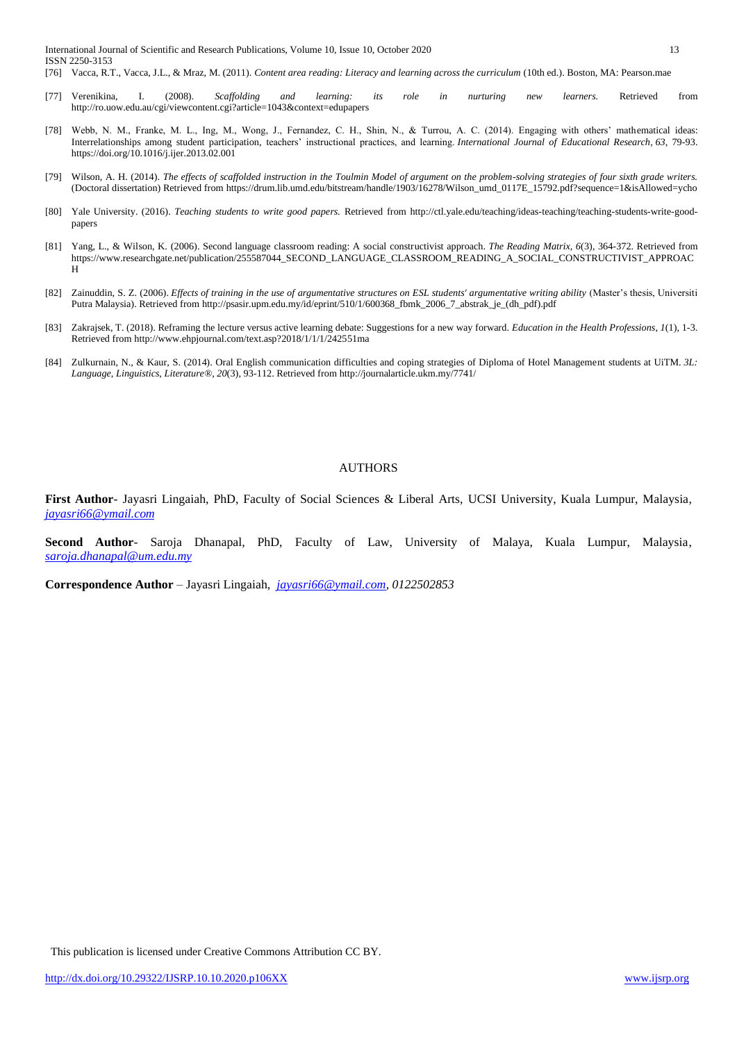[76] Vacca, R.T., Vacca, J.L., & Mraz, M. (2011). *Content area reading: Literacy and learning across the curriculum* (10th ed.). Boston, MA: Pearson.mae

[77] Verenikina, I. (2008). *Scaffolding and learning: its role in nurturing new learners.* Retrieved from http://ro.uow.edu.au/cgi/viewcontent.cgi?article=1043&context=edupapers

[78] Webb, N. M., Franke, M. L., Ing, M., Wong, J., Fernandez, C. H., Shin, N., & Turrou, A. C. (2014). Engaging with others' mathematical ideas: Interrelationships among student participation, teachers' instructional practices, and learning. *International Journal of Educational Research*, *63*, 79-93. https://doi.org/10.1016/j.ijer.2013.02.001

[79] Wilson, A. H. (2014). *The effects of scaffolded instruction in the Toulmin Model of argument on the problem-solving strategies of four sixth grade writers.* (Doctoral dissertation) Retrieved from https://drum.lib.umd.edu/bitstream/handle/1903/16278/Wilson_umd_0117E_15792.pdf?sequence=1&isAllowed=ycho

[80] Yale University. (2016). *Teaching students to write good papers.* Retrieved from http://ctl.yale.edu/teaching/ideas-teaching/teaching-students-write-good-papers

[81] Yang, L., & Wilson, K. (2006). Second language classroom reading: A social constructivist approach. *The Reading Matrix*, *6*(3), 364-372. Retrieved from https://www.researchgate.net/publication/255587044_SECOND_LANGUAGE_CLASSROOM_READING_A_SOCIAL_CONSTRUCTIVIST_APPROACH

[82] Zainuddin, S. Z. (2006). *Effects of training in the use of argumentative structures on ESL students' argumentative writing ability* (Master's thesis, Universiti Putra Malaysia). Retrieved from http://psasir.upm.edu.my/id/eprint/510/1/600368_fbmk_2006_7_abstrak_je_(dh_pdf).pdf

[83] Zakrajsek, T. (2018). Reframing the lecture versus active learning debate: Suggestions for a new way forward. *Education in the Health Professions*, *1*(1), 1-3. Retrieved from http://www.ehpjournal.com/text.asp?2018/1/1/1/242551ma

[84] Zulkurnain, N., & Kaur, S. (2014). Oral English communication difficulties and coping strategies of Diploma of Hotel Management students at UiTM. *3L: Language, Linguistics, Literature®*, *20*(3), 93-112. Retrieved from http://journalarticle.ukm.my/7741/

## AUTHORS

**First Author**- Jayasri Lingaiah, PhD, Faculty of Social Sciences & Liberal Arts, UCSI University, Kuala Lumpur, Malaysia, *jayasri66@ymail.com*

**Second Author**- Saroja Dhanapal, PhD, Faculty of Law, University of Malaya, Kuala Lumpur, Malaysia, *saroja.dhanapal@um.edu.my*

**Correspondence Author** – Jayasri Lingaiah, *jayasri66@ymail.com*, *0122502853*

This publication is licensed under Creative Commons Attribution CC BY.